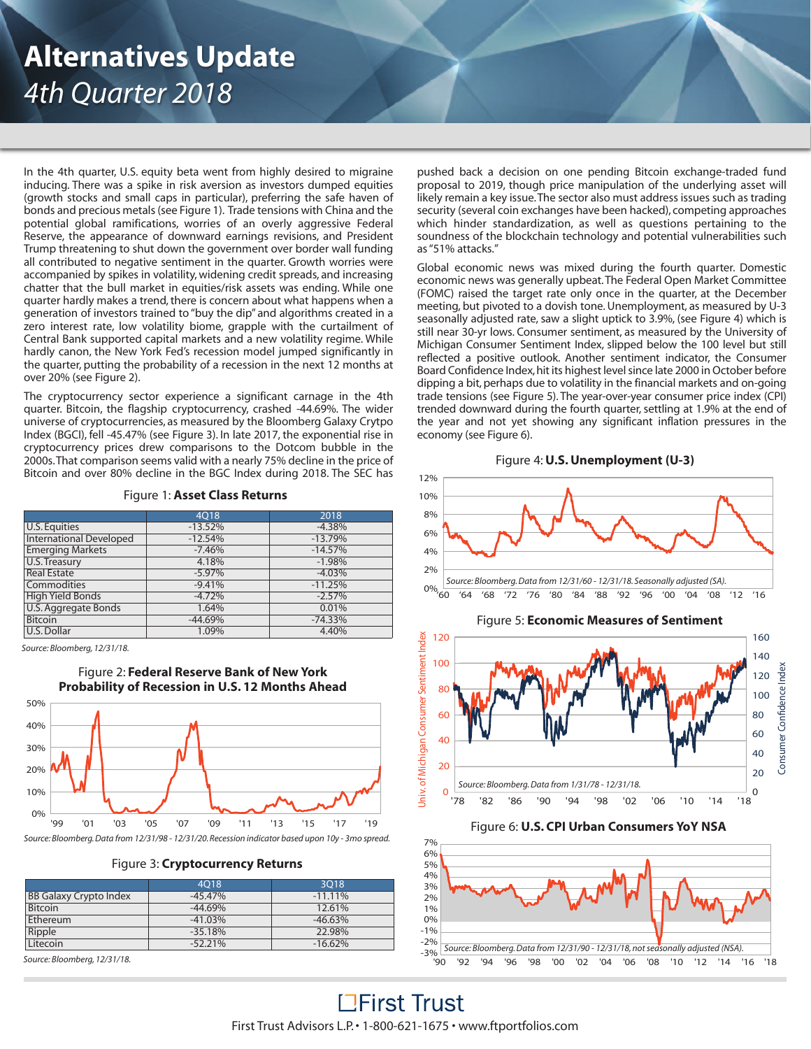# Alternatives Update

*4th Quarter 2018*

In the 4th quarter, U.S. equity beta went from highly desired to migraine inducing. There was a spike in risk aversion as investors dumped equities (growth stocks and small caps in particular), preferring the safe haven of bonds and precious metals (see Figure 1). Trade tensions with China and the potential global ramifications, worries of an overly aggressive Federal Reserve, the appearance of downward earnings revisions, and President Trump threatening to shut down the government over border wall funding all contributed to negative sentiment in the quarter. Growth worries were accompanied by spikes in volatility, widening credit spreads, and increasing chatter that the bull market in equities/risk assets was ending. While one quarter hardly makes a trend, there is concern about what happens when a generation of investors trained to "buy the dip" and algorithms created in a zero interest rate, low volatility biome, grapple with the curtailment of Central Bank supported capital markets and a new volatility regime. While hardly canon, the New York Fed's recession model jumped significantly in the quarter, putting the probability of a recession in the next 12 months at over 20% (see Figure 2).

The cryptocurrency sector experience a significant carnage in the 4th quarter. Bitcoin, the flagship cryptocurrency, crashed -44.69%. The wider universe of cryptocurrencies, as measured by the Bloomberg Galaxy Crytpo Index (BGCI), fell -45.47% (see Figure 3). In late 2017, the exponential rise in cryptocurrency prices drew comparisons to the Dotcom bubble in the 2000s. That comparison seems valid with a nearly 75% decline in the price of Bitcoin and over 80% decline in the BGC Index during 2018. The SEC has pushed back a decision on one pending Bitcoin exchange-traded fund proposal to 2019, though price manipulation of the underlying asset will likely remain a key issue. The sector also must address issues such as trading security (several coin exchanges have been hacked), competing approaches which hinder standardization, as well as questions pertaining to the soundness of the blockchain technology and potential vulnerabilities such as "51% attacks."

Global economic news was mixed during the fourth quarter. Domestic economic news was generally upbeat. The Federal Open Market Committee (FOMC) raised the target rate only once in the quarter, at the December meeting, but pivoted to a dovish tone. Unemployment, as measured by U-3 seasonally adjusted rate, saw a slight uptick to 3.9%, (see Figure 4) which is still near 30-yr lows. Consumer sentiment, as measured by the University of Michigan Consumer Sentiment Index, slipped below the 100 level but still reflected a positive outlook. Another sentiment indicator, the Consumer Board Confidence Index, hit its highest level since late 2000 in October before dipping a bit, perhaps due to volatility in the financial markets and on-going trade tensions (see Figure 5). The year-over-year consumer price index (CPI) trended downward during the fourth quarter, settling at 1.9% at the end of the year and not yet showing any significant inflation pressures in the economy (see Figure 6).

Figure 1: **Asset Class Returns**

| | 4Q18 | 2018 |
|---|---|---|
| U.S. Equities | -13.52% | -4.38% |
| International Developed | -12.54% | -13.79% |
| Emerging Markets | -7.46% | -14.57% |
| U.S. Treasury | 4.18% | -1.98% |
| Real Estate | -5.97% | -4.03% |
| Commodities | -9.41% | -11.25% |
| High Yield Bonds | -4.72% | -2.57% |
| U.S. Aggregate Bonds | 1.64% | 0.01% |
| Bitcoin | -44.69% | -74.33% |
| U.S. Dollar | 1.09% | 4.40% |

*Source: Bloomberg, 12/31/18.*

Figure 2: **Federal Reserve Bank of New York Probability of Recession in U.S. 12 Months Ahead**

*Source: Bloomberg. Data from 12/31/98 - 12/31/20. Recession indicator based upon 10y - 3mo spread.*

Figure 3: **Cryptocurrency Returns**

| | 4Q18 | 3Q18 |
|---|---|---|
| BB Galaxy Crypto Index | -45.47% | -11.11% |
| Bitcoin | -44.69% | 12.61% |
| Ethereum | -41.03% | -46.63% |
| Ripple | -35.18% | 22.98% |
| Litecoin | -52.21% | -16.62% |

*Source: Bloomberg, 12/31/18.*

Figure 4: **U.S. Unemployment (U-3)**

*Source: Bloomberg. Data from 12/31/60 - 12/31/18. Seasonally adjusted (SA).*

Figure 5: **Economic Measures of Sentiment**

*Source: Bloomberg. Data from 1/31/78 - 12/31/18.*

Figure 6: **U.S. CPI Urban Consumers YoY NSA**

*Source: Bloomberg. Data from 12/31/90 - 12/31/18, not seasonally adjusted (NSA).*

First Trust

First Trust Advisors L.P. • 1-800-621-1675 • www.ftportfolios.com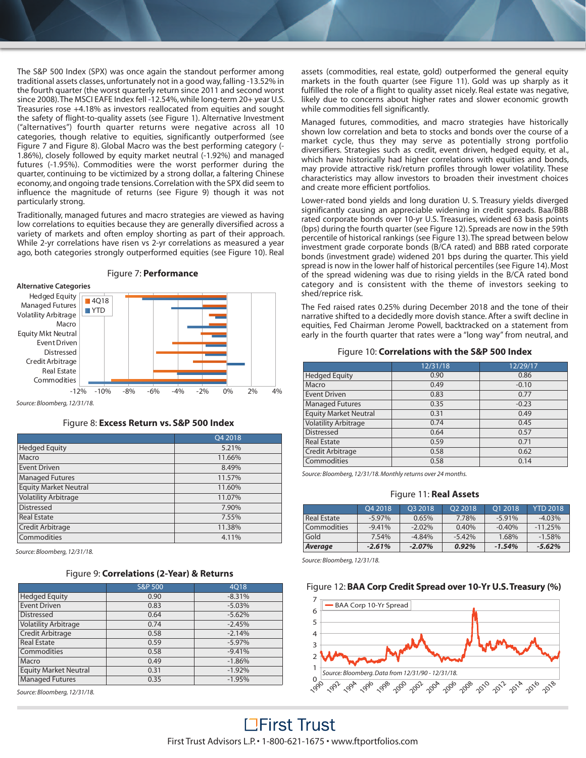The S&P 500 Index (SPX) was once again the standout performer among traditional assets classes, unfortunately not in a good way, falling -13.52% in the fourth quarter (the worst quarterly return since 2011 and second worst since 2008). The MSCI EAFE Index fell -12.54%, while long-term 20+ year U.S. Treasuries rose +4.18% as investors reallocated from equities and sought the safety of flight-to-quality assets (see Figure 1). Alternative Investment ("alternatives") fourth quarter returns were negative across all 10 categories, though relative to equities, significantly outperformed (see Figure 7 and Figure 8). Global Macro was the best performing category (-1.86%), closely followed by equity market neutral (-1.92%) and managed futures (-1.95%). Commodities were the worst performer during the quarter, continuing to be victimized by a strong dollar, a faltering Chinese economy, and ongoing trade tensions. Correlation with the SPX did seem to influence the magnitude of returns (see Figure 9) though it was not particularly strong.

Traditionally, managed futures and macro strategies are viewed as having low correlations to equities because they are generally diversified across a variety of markets and often employ shorting as part of their approach. While 2-yr correlations have risen vs 2-yr correlations as measured a year ago, both categories strongly outperformed equities (see Figure 10). Real assets (commodities, real estate, gold) outperformed the general equity markets in the fouth quarter (see Figure 11). Gold was up sharply as it fulfilled the role of a flight to quality asset nicely. Real estate was negative, likely due to concerns about higher rates and slower economic growth while commodities fell significantly.

Managed futures, commodities, and macro strategies have historically shown low correlation and beta to stocks and bonds over the course of a market cycle, thus they may serve as potentially strong portfolio diversifiers. Strategies such as credit, event driven, hedged equity, et al., which have historically had higher correlations with equities and bonds, may provide attractive risk/return profiles through lower volatility. These characteristics may allow investors to broaden their investment choices and create more efficient portfolios.

Lower-rated bond yields and long duration U. S. Treasury yields diverged significantly causing an appreciable widening in credit spreads. Baa/BBB rated corporate bonds over 10-yr U.S. Treasuries, widened 63 basis points (bps) during the fourth quarter (see Figure 12). Spreads are now in the 59th percentile of historical rankings (see Figure 13). The spread between below investment grade corporate bonds (B/CA rated) and BBB rated corporate bonds (investment grade) widened 201 bps during the quarter. This yield spread is now in the lower half of historical percentiles (see Figure 14). Most of the spread widening was due to rising yields in the B/CA rated bond category and is consistent with the theme of investors seeking to shed/reprice risk.

The Fed raised rates 0.25% during December 2018 and the tone of their narrative shifted to a decidedly more dovish stance. After a swift decline in equities, Fed Chairman Jerome Powell, backtracked on a statement from early in the fourth quarter that rates were a "long way" from neutral, and

Figure 7: **Performance**

Alternative Categories: Hedged Equity, Managed Futures, Volatility Arbitrage, Macro, Equity Mkt Neutral, Event Driven, Distressed, Credit Arbitrage, Real Estate, Commodities (4Q18, YTD)

*Source: Bloomberg, 12/31/18.*

Figure 8: **Excess Return vs. S&P 500 Index**

| | Q4 2018 |
|---|---|
| Hedged Equity | 5.21% |
| Macro | 11.66% |
| Event Driven | 8.49% |
| Managed Futures | 11.57% |
| Equity Market Neutral | 11.60% |
| Volatility Arbitrage | 11.07% |
| Distressed | 7.90% |
| Real Estate | 7.55% |
| Credit Arbitrage | 11.38% |
| Commodities | 4.11% |

*Source: Bloomberg, 12/31/18.*

Figure 9: **Correlations (2-Year) & Returns**

| | S&P 500 | 4Q18 |
|---|---|---|
| Hedged Equity | 0.90 | -8.31% |
| Event Driven | 0.83 | -5.03% |
| Distressed | 0.64 | -5.62% |
| Volatility Arbitrage | 0.74 | -2.45% |
| Credit Arbitrage | 0.58 | -2.14% |
| Real Estate | 0.59 | -5.97% |
| Commodities | 0.58 | -9.41% |
| Macro | 0.49 | -1.86% |
| Equity Market Neutral | 0.31 | -1.92% |
| Managed Futures | 0.35 | -1.95% |

*Source: Bloomberg, 12/31/18.*

Figure 10: **Correlations with the S&P 500 Index**

| | 12/31/18 | 12/29/17 |
|---|---|---|
| Hedged Equity | 0.90 | 0.86 |
| Macro | 0.49 | -0.10 |
| Event Driven | 0.83 | 0.77 |
| Managed Futures | 0.35 | -0.23 |
| Equity Market Neutral | 0.31 | 0.49 |
| Volatility Arbitrage | 0.74 | 0.45 |
| Distressed | 0.64 | 0.57 |
| Real Estate | 0.59 | 0.71 |
| Credit Arbitrage | 0.58 | 0.62 |
| Commodities | 0.58 | 0.14 |

*Source: Bloomberg, 12/31/18. Monthly returns over 24 months.*

Figure 11: **Real Assets**

| | Q4 2018 | Q3 2018 | Q2 2018 | Q1 2018 | YTD 2018 |
|---|---|---|---|---|---|
| Real Estate | -5.97% | 0.65% | 7.78% | -5.91% | -4.03% |
| Commodities | -9.41% | -2.02% | 0.40% | -0.40% | -11.25% |
| Gold | 7.54% | -4.84% | -5.42% | 1.68% | -1.58% |
| ***Average*** | ***-2.61%*** | ***-2.07%*** | ***0.92%*** | ***-1.54%*** | ***-5.62%*** |

*Source: Bloomberg, 12/31/18.*

Figure 12: **BAA Corp Credit Spread over 10-Yr U.S. Treasury (%)**

BAA Corp 10-Yr Spread

*Source: Bloomberg. Data from 12/31/90 - 12/31/18.*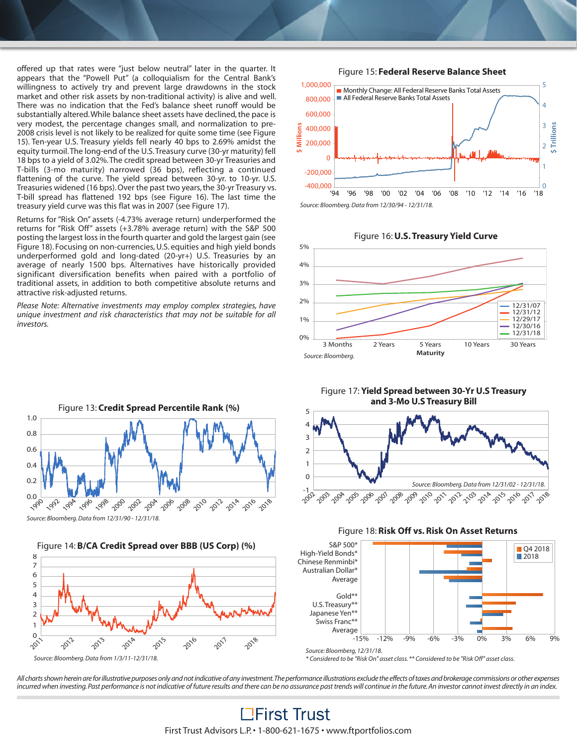offered up that rates were "just below neutral" later in the quarter. It appears that the "Powell Put" (a colloquialism for the Central Bank's willingness to actively try and prevent large drawdowns in the stock market and other risk assets by non-traditional activity) is alive and well. There was no indication that the Fed's balance sheet runoff would be substantially altered. While balance sheet assets have declined, the pace is very modest, the percentage changes small, and normalization to pre-2008 crisis level is not likely to be realized for quite some time (see Figure 15). Ten-year U.S. Treasury yields fell nearly 40 bps to 2.69% amidst the equity turmoil. The long-end of the U.S. Treasury curve (30-yr maturity) fell 18 bps to a yield of 3.02%. The credit spread between 30-yr Treasuries and T-bills (3-mo maturity) narrowed (36 bps), reflecting a continued flattening of the curve. The yield spread between 30-yr. to 10-yr. U.S. Treasuries widened (16 bps). Over the past two years, the 30-yr Treasury vs. T-bill spread has flattened 192 bps (see Figure 16). The last time the treasury yield curve was this flat was in 2007 (see Figure 17).

Returns for "Risk On" assets (-4.73% average return) underperformed the returns for "Risk Off" assets (+3.78% average return) with the S&P 500 posting the largest loss in the fourth quarter and gold the largest gain (see Figure 18). Focusing on non-currencies, U.S. equities and high yield bonds underperformed gold and long-dated (20-yr+) U.S. Treasuries by an average of nearly 1500 bps. Alternatives have historically provided significant diversification benefits when paired with a portfolio of traditional assets, in addition to both competitive absolute returns and attractive risk-adjusted returns.

*Please Note: Alternative investments may employ complex strategies, have unique investment and risk characteristics that may not be suitable for all investors.*

Figure 15: **Federal Reserve Balance Sheet**

Source: Bloomberg. Data from 12/30/94 - 12/31/18.

Figure 16: **U.S. Treasury Yield Curve**

Source: Bloomberg.

Figure 13: **Credit Spread Percentile Rank (%)**

Source: Bloomberg. Data from 12/31/90 - 12/31/18.

Figure 17: **Yield Spread between 30-Yr U.S Treasury and 3-Mo U.S Treasury Bill**

Source: Bloomberg. Data from 12/31/02 - 12/31/18.

Figure 14: **B/CA Credit Spread over BBB (US Corp) (%)**

Source: Bloomberg. Data from 1/3/11-12/31/18.

Figure 18: **Risk Off vs. Risk On Asset Returns**

Source: Bloomberg, 12/31/18.
* Considered to be "Risk On" asset class. ** Considered to be "Risk Off" asset class.

*All charts shown herein are for illustrative purposes only and not indicative of any investment. The performance illustrations exclude the effects of taxes and brokerage commissions or other expenses incurred when investing. Past performance is not indicative of future results and there can be no assurance past trends will continue in the future. An investor cannot invest directly in an index.*

First Trust

First Trust Advisors L.P. • 1-800-621-1675 • www.ftportfolios.com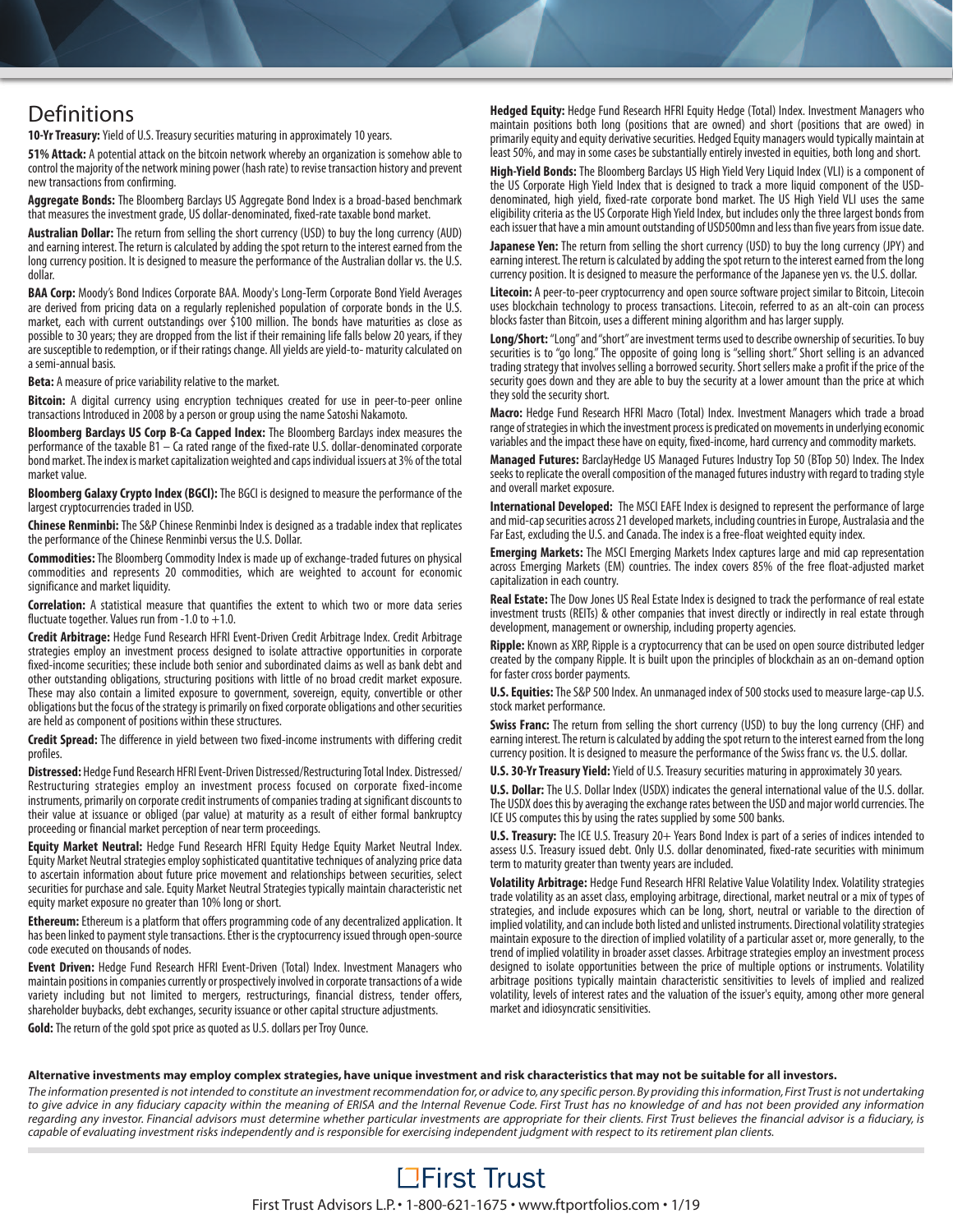# Definitions

**10-Yr Treasury:** Yield of U.S. Treasury securities maturing in approximately 10 years.

**51% Attack:** A potential attack on the bitcoin network whereby an organization is somehow able to control the majority of the network mining power (hash rate) to revise transaction history and prevent new transactions from confirming.

**Aggregate Bonds:** The Bloomberg Barclays US Aggregate Bond Index is a broad-based benchmark that measures the investment grade, US dollar-denominated, fixed-rate taxable bond market.

**Australian Dollar:** The return from selling the short currency (USD) to buy the long currency (AUD) and earning interest. The return is calculated by adding the spot return to the interest earned from the long currency position. It is designed to measure the performance of the Australian dollar vs. the U.S. dollar.

**BAA Corp:** Moody's Bond Indices Corporate BAA. Moody's Long-Term Corporate Bond Yield Averages are derived from pricing data on a regularly replenished population of corporate bonds in the U.S. market, each with current outstandings over $100 million. The bonds have maturities as close as possible to 30 years; they are dropped from the list if their remaining life falls below 20 years, if they are susceptible to redemption, or if their ratings change. All yields are yield-to- maturity calculated on a semi-annual basis.

**Beta:** A measure of price variability relative to the market.

**Bitcoin:** A digital currency using encryption techniques created for use in peer-to-peer online transactions Introduced in 2008 by a person or group using the name Satoshi Nakamoto.

**Bloomberg Barclays US Corp B-Ca Capped Index:** The Bloomberg Barclays index measures the performance of the taxable B1 – Ca rated range of the fixed-rate U.S. dollar-denominated corporate bond market. The index is market capitalization weighted and caps individual issuers at 3% of the total market value.

**Bloomberg Galaxy Crypto Index (BGCI):** The BGCI is designed to measure the performance of the largest cryptocurrencies traded in USD.

**Chinese Renminbi:** The S&P Chinese Renminbi Index is designed as a tradable index that replicates the performance of the Chinese Renminbi versus the U.S. Dollar.

**Commodities:** The Bloomberg Commodity Index is made up of exchange-traded futures on physical commodities and represents 20 commodities, which are weighted to account for economic significance and market liquidity.

**Correlation:** A statistical measure that quantifies the extent to which two or more data series fluctuate together. Values run from -1.0 to +1.0.

**Credit Arbitrage:** Hedge Fund Research HFRI Event-Driven Credit Arbitrage Index. Credit Arbitrage strategies employ an investment process designed to isolate attractive opportunities in corporate fixed-income securities; these include both senior and subordinated claims as well as bank debt and other outstanding obligations, structuring positions with little of no broad credit market exposure. These may also contain a limited exposure to government, sovereign, equity, convertible or other obligations but the focus of the strategy is primarily on fixed corporate obligations and other securities are held as component of positions within these structures.

**Credit Spread:** The difference in yield between two fixed-income instruments with differing credit profiles.

**Distressed:** Hedge Fund Research HFRI Event-Driven Distressed/Restructuring Total Index. Distressed/ Restructuring strategies employ an investment process focused on corporate fixed-income instruments, primarily on corporate credit instruments of companies trading at significant discounts to their value at issuance or obliged (par value) at maturity as a result of either formal bankruptcy proceeding or financial market perception of near term proceedings.

**Equity Market Neutral:** Hedge Fund Research HFRI Equity Hedge Equity Market Neutral Index. Equity Market Neutral strategies employ sophisticated quantitative techniques of analyzing price data to ascertain information about future price movement and relationships between securities, select securities for purchase and sale. Equity Market Neutral Strategies typically maintain characteristic net equity market exposure no greater than 10% long or short.

**Ethereum:** Ethereum is a platform that offers programming code of any decentralized application. It has been linked to payment style transactions. Ether is the cryptocurrency issued through open-source code executed on thousands of nodes.

**Event Driven:** Hedge Fund Research HFRI Event-Driven (Total) Index. Investment Managers who maintain positions in companies currently or prospectively involved in corporate transactions of a wide variety including but not limited to mergers, restructurings, financial distress, tender offers, shareholder buybacks, debt exchanges, security issuance or other capital structure adjustments.

**Gold:** The return of the gold spot price as quoted as U.S. dollars per Troy Ounce.

**Hedged Equity:** Hedge Fund Research HFRI Equity Hedge (Total) Index. Investment Managers who maintain positions both long (positions that are owned) and short (positions that are owed) in primarily equity and equity derivative securities. Hedged Equity managers would typically maintain at least 50%, and may in some cases be substantially entirely invested in equities, both long and short.

**High-Yield Bonds:** The Bloomberg Barclays US High Yield Very Liquid Index (VLI) is a component of the US Corporate High Yield Index that is designed to track a more liquid component of the USD-denominated, high yield, fixed-rate corporate bond market. The US High Yield VLI uses the same eligibility criteria as the US Corporate High Yield Index, but includes only the three largest bonds from each issuer that have a min amount outstanding of USD500mn and less than five years from issue date.

**Japanese Yen:** The return from selling the short currency (USD) to buy the long currency (JPY) and earning interest. The return is calculated by adding the spot return to the interest earned from the long currency position. It is designed to measure the performance of the Japanese yen vs. the U.S. dollar.

**Litecoin:** A peer-to-peer cryptocurrency and open source software project similar to Bitcoin, Litecoin uses blockchain technology to process transactions. Litecoin, referred to as an alt-coin can process blocks faster than Bitcoin, uses a different mining algorithm and has larger supply.

**Long/Short:** "Long" and "short" are investment terms used to describe ownership of securities. To buy securities is to "go long." The opposite of going long is "selling short." Short selling is an advanced trading strategy that involves selling a borrowed security. Short sellers make a profit if the price of the security goes down and they are able to buy the security at a lower amount than the price at which they sold the security short.

**Macro:** Hedge Fund Research HFRI Macro (Total) Index. Investment Managers which trade a broad range of strategies in which the investment process is predicated on movements in underlying economic variables and the impact these have on equity, fixed-income, hard currency and commodity markets.

**Managed Futures:** BarclayHedge US Managed Futures Industry Top 50 (BTop 50) Index. The Index seeks to replicate the overall composition of the managed futures industry with regard to trading style and overall market exposure.

**International Developed:** The MSCI EAFE Index is designed to represent the performance of large and mid-cap securities across 21 developed markets, including countries in Europe, Australasia and the Far East, excluding the U.S. and Canada. The index is a free-float weighted equity index.

**Emerging Markets:** The MSCI Emerging Markets Index captures large and mid cap representation across Emerging Markets (EM) countries. The index covers 85% of the free float-adjusted market capitalization in each country.

**Real Estate:** The Dow Jones US Real Estate Index is designed to track the performance of real estate investment trusts (REITs) & other companies that invest directly or indirectly in real estate through development, management or ownership, including property agencies.

**Ripple:** Known as XRP, Ripple is a cryptocurrency that can be used on open source distributed ledger created by the company Ripple. It is built upon the principles of blockchain as an on-demand option for faster cross border payments.

**U.S. Equities:** The S&P 500 Index. An unmanaged index of 500 stocks used to measure large-cap U.S. stock market performance.

**Swiss Franc:** The return from selling the short currency (USD) to buy the long currency (CHF) and earning interest. The return is calculated by adding the spot return to the interest earned from the long currency position. It is designed to measure the performance of the Swiss franc vs. the U.S. dollar.

**U.S. 30-Yr Treasury Yield:** Yield of U.S. Treasury securities maturing in approximately 30 years.

**U.S. Dollar:** The U.S. Dollar Index (USDX) indicates the general international value of the U.S. dollar. The USDX does this by averaging the exchange rates between the USD and major world currencies. The ICE US computes this by using the rates supplied by some 500 banks.

**U.S. Treasury:** The ICE U.S. Treasury 20+ Years Bond Index is part of a series of indices intended to assess U.S. Treasury issued debt. Only U.S. dollar denominated, fixed-rate securities with minimum term to maturity greater than twenty years are included.

**Volatility Arbitrage:** Hedge Fund Research HFRI Relative Value Volatility Index. Volatility strategies trade volatility as an asset class, employing arbitrage, directional, market neutral or a mix of types of strategies, and include exposures which can be long, short, neutral or variable to the direction of implied volatility, and can include both listed and unlisted instruments. Directional volatility strategies maintain exposure to the direction of implied volatility of a particular asset or, more generally, to the trend of implied volatility in broader asset classes. Arbitrage strategies employ an investment process designed to isolate opportunities between the price of multiple options or instruments. Volatility arbitrage positions typically maintain characteristic sensitivities to levels of implied and realized volatility, levels of interest rates and the valuation of the issuer's equity, among other more general market and idiosyncratic sensitivities.

**Alternative investments may employ complex strategies, have unique investment and risk characteristics that may not be suitable for all investors.**

*The information presented is not intended to constitute an investment recommendation for, or advice to, any specific person. By providing this information, First Trust is not undertaking to give advice in any fiduciary capacity within the meaning of ERISA and the Internal Revenue Code. First Trust has no knowledge of and has not been provided any information regarding any investor. Financial advisors must determine whether particular investments are appropriate for their clients. First Trust believes the financial advisor is a fiduciary, is capable of evaluating investment risks independently and is responsible for exercising independent judgment with respect to its retirement plan clients.*

First Trust

First Trust Advisors L.P. • 1-800-621-1675 • www.ftportfolios.com • 1/19